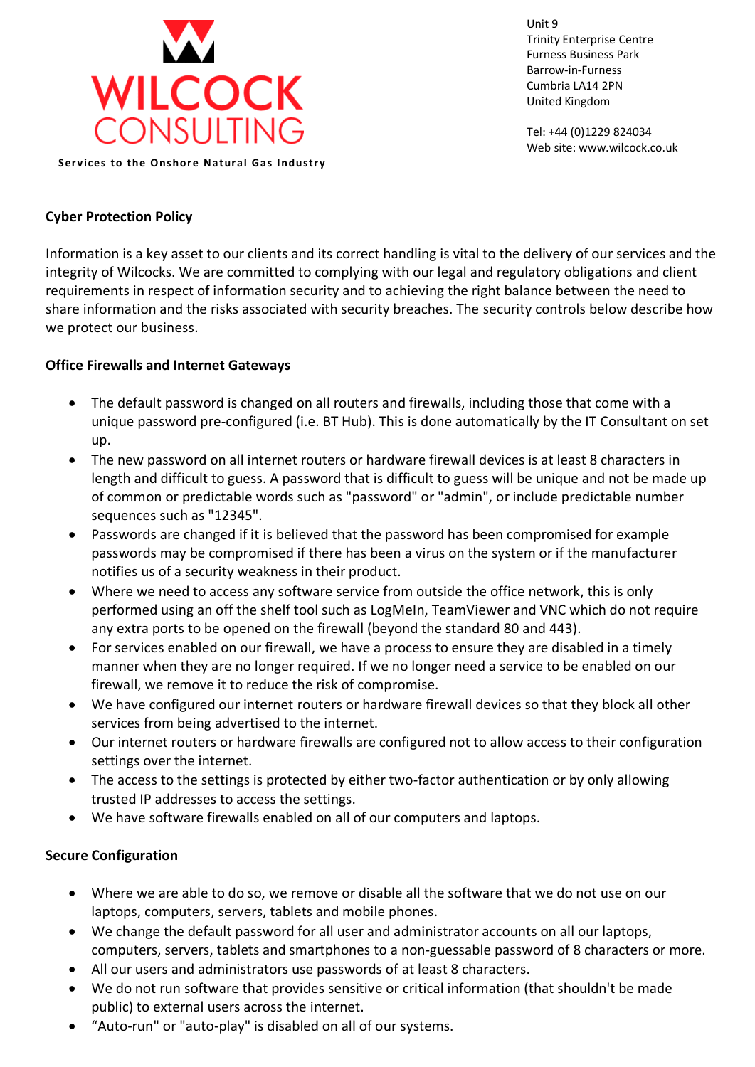WILCOCK CONSULTING

Services to the Onshore Natural Gas Industry

Unit 9
Trinity Enterprise Centre
Furness Business Park
Barrow-in-Furness
Cumbria LA14 2PN
United Kingdom

Tel: +44 (0)1229 824034
Web site: www.wilcock.co.uk

## Cyber Protection Policy

Information is a key asset to our clients and its correct handling is vital to the delivery of our services and the integrity of Wilcocks. We are committed to complying with our legal and regulatory obligations and client requirements in respect of information security and to achieving the right balance between the need to share information and the risks associated with security breaches. The security controls below describe how we protect our business.

### Office Firewalls and Internet Gateways

- The default password is changed on all routers and firewalls, including those that come with a unique password pre-configured (i.e. BT Hub). This is done automatically by the IT Consultant on set up.
- The new password on all internet routers or hardware firewall devices is at least 8 characters in length and difficult to guess. A password that is difficult to guess will be unique and not be made up of common or predictable words such as "password" or "admin", or include predictable number sequences such as "12345".
- Passwords are changed if it is believed that the password has been compromised for example passwords may be compromised if there has been a virus on the system or if the manufacturer notifies us of a security weakness in their product.
- Where we need to access any software service from outside the office network, this is only performed using an off the shelf tool such as LogMeIn, TeamViewer and VNC which do not require any extra ports to be opened on the firewall (beyond the standard 80 and 443).
- For services enabled on our firewall, we have a process to ensure they are disabled in a timely manner when they are no longer required. If we no longer need a service to be enabled on our firewall, we remove it to reduce the risk of compromise.
- We have configured our internet routers or hardware firewall devices so that they block all other services from being advertised to the internet.
- Our internet routers or hardware firewalls are configured not to allow access to their configuration settings over the internet.
- The access to the settings is protected by either two-factor authentication or by only allowing trusted IP addresses to access the settings.
- We have software firewalls enabled on all of our computers and laptops.

### Secure Configuration

- Where we are able to do so, we remove or disable all the software that we do not use on our laptops, computers, servers, tablets and mobile phones.
- We change the default password for all user and administrator accounts on all our laptops, computers, servers, tablets and smartphones to a non-guessable password of 8 characters or more.
- All our users and administrators use passwords of at least 8 characters.
- We do not run software that provides sensitive or critical information (that shouldn't be made public) to external users across the internet.
- “Auto-run" or "auto-play" is disabled on all of our systems.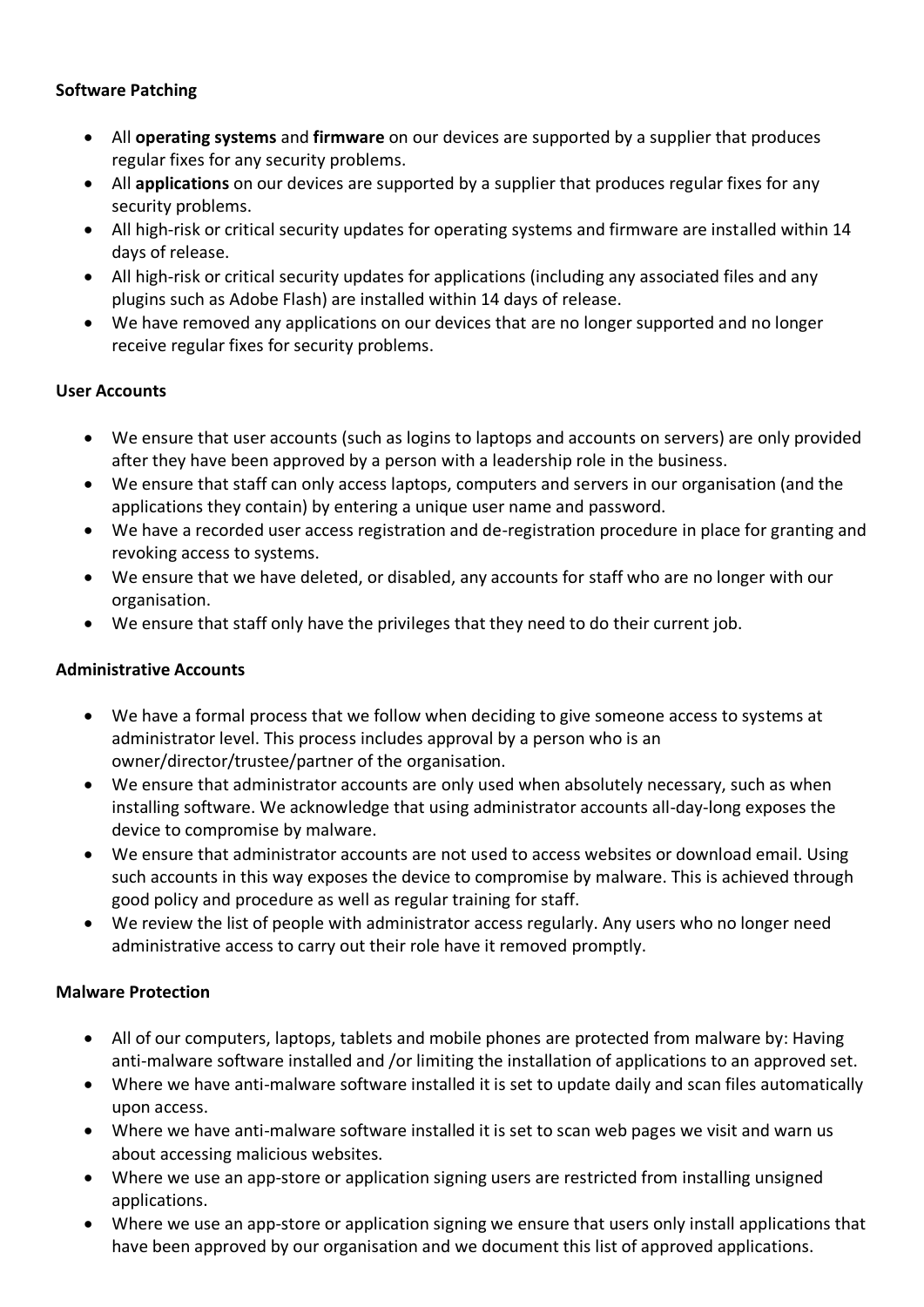**Software Patching**

- All **operating systems** and **firmware** on our devices are supported by a supplier that produces regular fixes for any security problems.
- All **applications** on our devices are supported by a supplier that produces regular fixes for any security problems.
- All high-risk or critical security updates for operating systems and firmware are installed within 14 days of release.
- All high-risk or critical security updates for applications (including any associated files and any plugins such as Adobe Flash) are installed within 14 days of release.
- We have removed any applications on our devices that are no longer supported and no longer receive regular fixes for security problems.

**User Accounts**

- We ensure that user accounts (such as logins to laptops and accounts on servers) are only provided after they have been approved by a person with a leadership role in the business.
- We ensure that staff can only access laptops, computers and servers in our organisation (and the applications they contain) by entering a unique user name and password.
- We have a recorded user access registration and de-registration procedure in place for granting and revoking access to systems.
- We ensure that we have deleted, or disabled, any accounts for staff who are no longer with our organisation.
- We ensure that staff only have the privileges that they need to do their current job.

**Administrative Accounts**

- We have a formal process that we follow when deciding to give someone access to systems at administrator level. This process includes approval by a person who is an owner/director/trustee/partner of the organisation.
- We ensure that administrator accounts are only used when absolutely necessary, such as when installing software. We acknowledge that using administrator accounts all-day-long exposes the device to compromise by malware.
- We ensure that administrator accounts are not used to access websites or download email. Using such accounts in this way exposes the device to compromise by malware. This is achieved through good policy and procedure as well as regular training for staff.
- We review the list of people with administrator access regularly. Any users who no longer need administrative access to carry out their role have it removed promptly.

**Malware Protection**

- All of our computers, laptops, tablets and mobile phones are protected from malware by: Having anti-malware software installed and /or limiting the installation of applications to an approved set.
- Where we have anti-malware software installed it is set to update daily and scan files automatically upon access.
- Where we have anti-malware software installed it is set to scan web pages we visit and warn us about accessing malicious websites.
- Where we use an app-store or application signing users are restricted from installing unsigned applications.
- Where we use an app-store or application signing we ensure that users only install applications that have been approved by our organisation and we document this list of approved applications.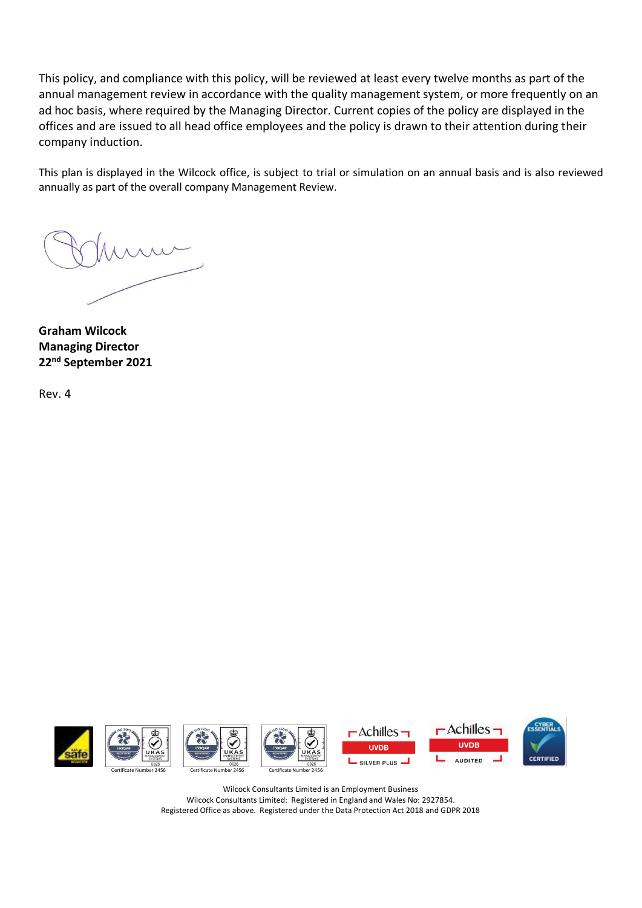This policy, and compliance with this policy, will be reviewed at least every twelve months as part of the annual management review in accordance with the quality management system, or more frequently on an ad hoc basis, where required by the Managing Director. Current copies of the policy are displayed in the offices and are issued to all head office employees and the policy is drawn to their attention during their company induction.

This plan is displayed in the Wilcock office, is subject to trial or simulation on an annual basis and is also reviewed annually as part of the overall company Management Review.

**Graham Wilcock**
**Managing Director**
**22nd September 2021**

Rev. 4

Certificate Number 2456

Certificate Number 2456

Certificate Number 2456

Wilcock Consultants Limited is an Employment Business
Wilcock Consultants Limited: Registered in England and Wales No: 2927854.
Registered Office as above. Registered under the Data Protection Act 2018 and GDPR 2018